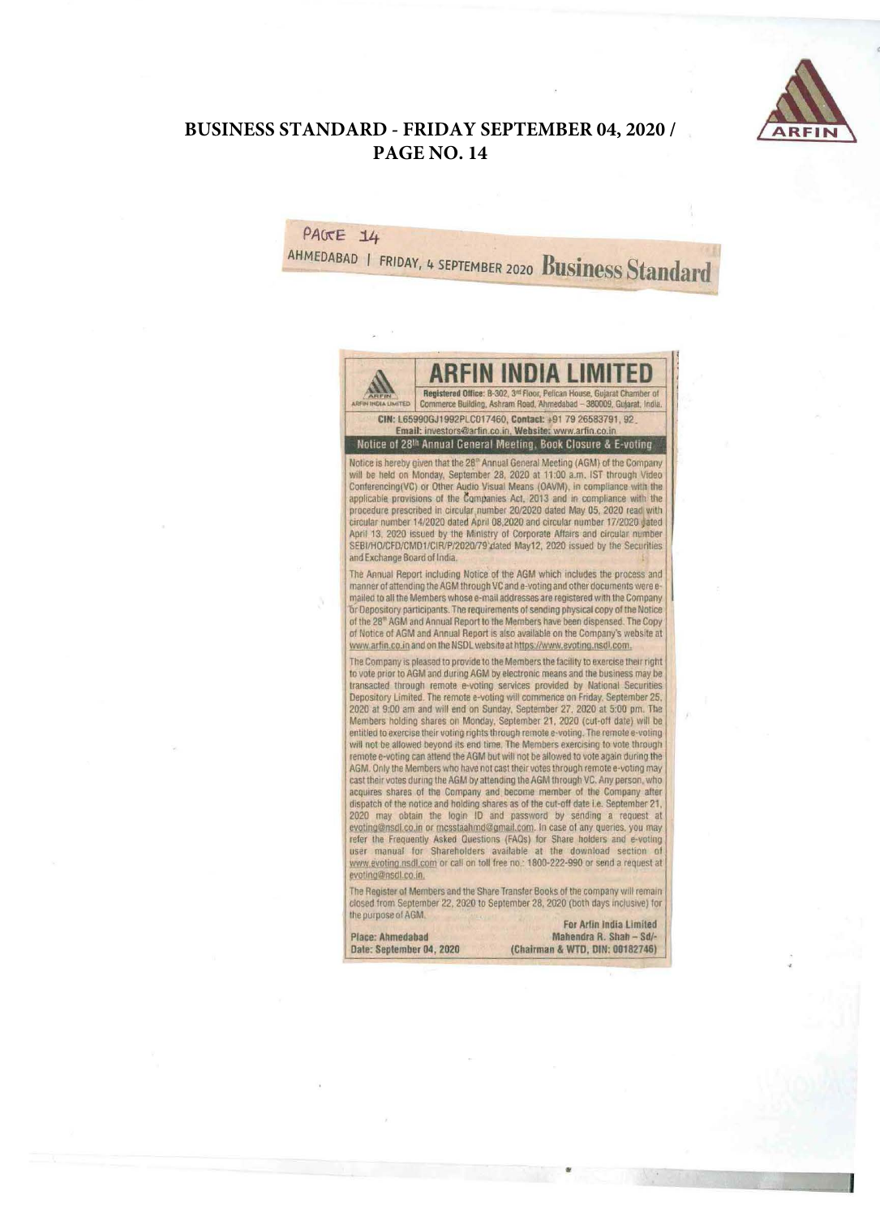# BUSINESS STANDARD - FRIDAY SEPTEMBER 04, 2020 / PAGE NO. 14

PAGE 14

AHMEDABAD | FRIDAY, 4 SEPTEMBER 2020 **Business Standard**

## ARFIN INDIA LIMITED

**Registered Office:** B-302, 3rd Floor, Pelican House, Gujarat Chamber of Commerce Building, Ashram Road, Ahmedabad – 380009, Gujarat, India.

**CIN:** L65990GJ1992PLC017460, **Contact:** +91 79 26583791, 92

**Email:** investors@arfin.co.in, **Website:** www.arfin.co.in

### Notice of 28th Annual General Meeting, Book Closure & E-voting

Notice is hereby given that the 28th Annual General Meeting (AGM) of the Company will be held on Monday, September 28, 2020 at 11:00 a.m. IST through Video Conferencing(VC) or Other Audio Visual Means (OAVM), in compliance with the applicable provisions of the Companies Act, 2013 and in compliance with the procedure prescribed in circular number 20/2020 dated May 05, 2020 read with circular number 14/2020 dated April 08,2020 and circular number 17/2020 dated April 13, 2020 issued by the Ministry of Corporate Affairs and circular number SEBI/HO/CFD/CMD1/CIR/P/2020/79 dated May12, 2020 issued by the Securities and Exchange Board of India.

The Annual Report including Notice of the AGM which includes the process and manner of attending the AGM through VC and e-voting and other documents were e-mailed to all the Members whose e-mail addresses are registered with the Company or Depository participants. The requirements of sending physical copy of the Notice of the 28th AGM and Annual Report to the Members have been dispensed. The Copy of Notice of AGM and Annual Report is also available on the Company's website at www.arfin.co.in and on the NSDL website at https://www.evoting.nsdl.com.

The Company is pleased to provide to the Members the facility to exercise their right to vote prior to AGM and during AGM by electronic means and the business may be transacted through remote e-voting services provided by National Securities Depository Limited. The remote e-voting will commence on Friday, September 25, 2020 at 9:00 am and will end on Sunday, September 27, 2020 at 5:00 pm. The Members holding shares on Monday, September 21, 2020 (cut-off date) will be entitled to exercise their voting rights through remote e-voting. The remote e-voting will not be allowed beyond its end time. The Members exercising to vote through remote e-voting can attend the AGM but will not be allowed to vote again during the AGM. Only the Members who have not cast their votes through remote e-voting may cast their votes during the AGM by attending the AGM through VC. Any person, who acquires shares of the Company and become member of the Company after dispatch of the notice and holding shares as of the cut-off date i.e. September 21, 2020 may obtain the login ID and password by sending a request at evoting@nsdl.co.in or mcsstaahmd@gmail.com. In case of any queries, you may refer the Frequently Asked Questions (FAQs) for Share holders and e-voting user manual for Shareholders available at the download section of www.evoting.nsdl.com or call on toll free no.: 1800-222-990 or send a request at evoting@nsdl.co.in.

The Register of Members and the Share Transfer Books of the company will remain closed from September 22, 2020 to September 28, 2020 (both days inclusive) for the purpose of AGM.

**For Arfin India Limited**

**Mahendra R. Shah – Sd/-**

**(Chairman & WTD, DIN: 00182746)**

**Place: Ahmedabad**

**Date: September 04, 2020**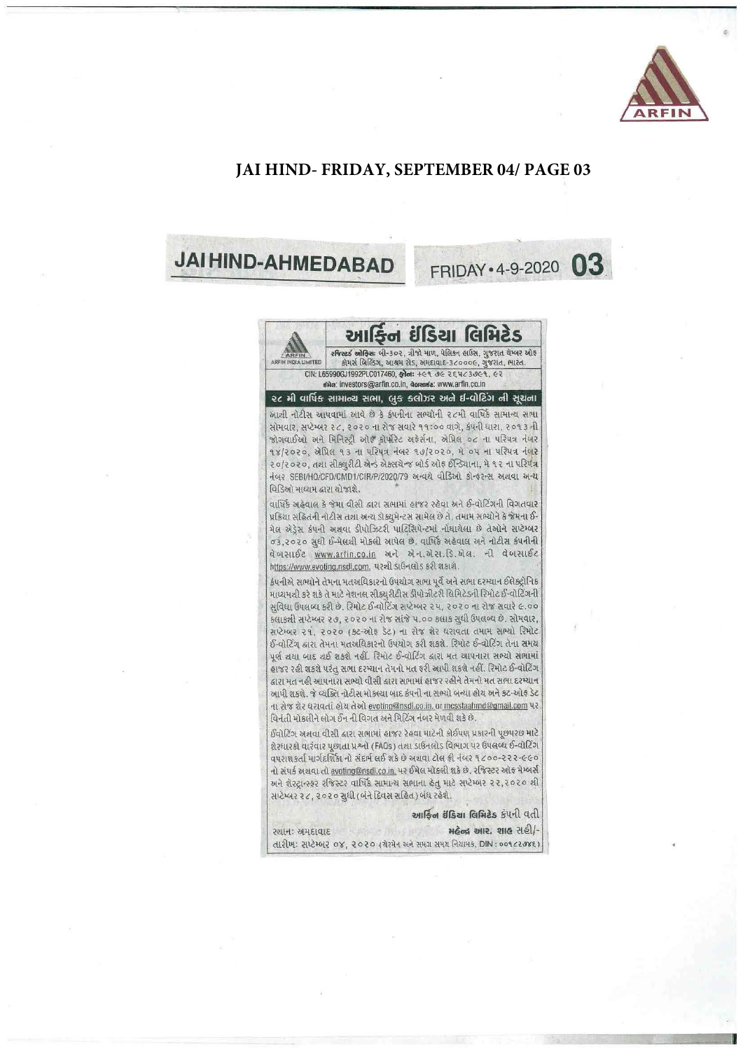ARFIN

**JAI HIND- FRIDAY, SEPTEMBER 04/ PAGE 03**

**JAI HIND-AHMEDABAD** FRIDAY • 4-9-2020 **03**

# આર્ફિન ઇંડિયા લિમિટેડ

ARFIN INDIA LIMITED

**રજિસ્ટર્ડ ઓફિસ:** બી-૩૦૨, ત્રીજો માળ, પેલિકન હાઉસ, ગુજરાત ચેમ્બર ઓફ કોમર્સ બિલ્ડિંગ, આશ્રમ રોડ, અમદાવાદ-૩૮૦૦૦૯, ગુજરાત, ભારત.

CIN: L65990GJ1992PLC017460, **ફોન:** +૯૧ ૭૯ ૨૬૫૮૩૭૯૧, ૯૨

**ઈમેલ:** investors@arfin.co.in, **વેબસાઇટ:** www.arfin.co.in

## ૨૮ મી વાર્ષિક સામાન્ય સભા, બુક કલોઝર અને ઈ-વોટિંગ ની સૂચના

આથી નોટીસ આપવામાં આવે છે કે કંપનીના સભ્યોની ૨૮મી વાર્ષિક સામાન્ય સભા સોમવાર, સપ્ટેમ્બર ૨૮, ૨૦૨૦ ના રોજ સવારે ૧૧:૦૦ વાગે, કંપની ધારા, ૨૦૧૩ ની જોગવાઈઓ અને મિનિસ્ટ્રી ઓફ કોર્પોરેટ અફેર્સના, એપ્રિલ ૦૮ ના પરિપત્ર નંબર ૧૪/૨૦૨૦, એપ્રિલ ૧૩ ના પરિપત્ર નંબર ૧૭/૨૦૨૦, મે ૦૫ ના પરિપત્ર નંબર ૨૦/૨૦૨૦, તથા સીક્યુરીટી એન્ડ એક્સચેન્જ બોર્ડ ઓફ ઈન્ડિયાના, મે ૧૨ ના પરિપત્ર નંબર SEBI/HO/CFD/CMD1/CIR/P/2020/79 અન્વયે વીડિયો કોન્ફરન્સ અથવા અન્ય વિડિઓ માધ્યમ દ્વારા યોજાશે.

વાર્ષિક અહેવાલ કે જેમાં વીસી દ્વારા સભામાં હાજર રહેવા અને ઈ-વોટિંગની વિગતવાર પ્રક્રિયા સહિતની નોટીસ તથા અન્ય ડોક્યુમેન્ટ્સ સામેલ છે તે, તમામ સભ્યોને કે જેમના ઈ-મેલ એડ્રેસ કંપની અથવા ડીપોઝિટરી પાર્ટિસિપેન્ટમાં નોંધાયેલા છે તેઓને સપ્ટેમ્બર ૦૩,૨૦૨૦ સુધી ઈમેલથી મોકલી આપેલ છે. વાર્ષિક અહેવાલ અને નોટીસ કંપનીની વેબસાઈટ www.arfin.co.in અને એન.એસ.ડિ.એલ. ની વેબસાઈટ https://www.evoting.nsdl.com. પરથી ડાઉનલોડ કરી શકાશે.

કંપનીએ સભ્યોને તેમના મતઅધિકારનો ઉપયોગ સભા પૂર્વે અને સભા દરમ્યાન ઈલેક્ટ્રોનિક માધ્યમથી કરી શકે તે માટે નેશનલ સીક્યુરીટીસ ડીપોઝીટરી લિમિટેડની રિમોટ ઈ-વોટિંગની સુવિધા ઉપલબ્ધ કરી છે. રિમોટ ઈ-વોટિંગ સપ્ટેમ્બર ૨૫, ૨૦૨૦ ના રોજ સવારે ૯.૦૦ કલાકથી સપ્ટેમ્બર ૨૭, ૨૦૨૦ ના રોજ સાંજે ૫.૦૦ કલાક સુધી ઉપલબ્ધ છે. સોમવાર, સપ્ટેમ્બર ૨૧, ૨૦૨૦ (કટ-ઓફ ડેટ) ના રોજ શેર ધરાવતા તમામ સભ્યો રિમોટ ઈ-વોટિંગ દ્વારા તેમના મતઅધિકારનો ઉપયોગ કરી શકશે. રિમોટ ઈ-વોટિંગ તેના સમય પૂર્ણ થયા બાદ થઈ શકશે નહીં. રિમોટ ઈ-વોટિંગ દ્વારા મત આપનારા સભ્યો સભામાં હાજર રહી શકશે પરંતુ સભા દરમ્યાન તેમનો મત ફરી આપી શકશે નહીં. રિમોટ ઈ-વોટિંગ દ્વારા મત નહી આપનારા સભ્યો વીસી દ્વારા સભામાં હાજર રહીને તેમનો મત સભા દરમ્યાન આપી શકશે. જે વ્યક્તિ નોટીસ મોકલ્યા બાદ કંપની ના સભ્યો બન્યા હોય અને કટ-ઓફ ડેટ ના રોજ શેર ધરાવતાં હોય તેઓ evoting@nsdl.co.in. or mcsstaahmd@gmail.com પર વિનંતી મોકલીને લોગ ઈન ની વિગત અને મિટિંગ નંબર મેળવી શકે છે.

ઈવોટિંગ અથવા વીસી દ્વારા સભામાં હાજર રહેવા માટેની કોઈપણ પ્રકારની પૂછપરછ માટે શેરધારકો વારંવાર પૂછાતા પ્રશ્નો (FAQs) તથા ડાઉનલોડ વિભાગ પર ઉપલબ્ધ ઈ-વોટિંગ વપરાશકર્તા માર્ગદર્શિકા નો સંદર્ભ લઈ શકે છે અથવા ટોલ ફ્રી નંબર ૧૮૦૦-૨૨૨-૯૯૦ નો સંપર્ક અથવા તો evoting@nsdl.co.in. પર ઈમેલ મોકલી શકે છે. રજિસ્ટર ઓફ મેમ્બર્સ અને શેરટ્રાન્સફર રજિસ્ટર વાર્ષિક સામાન્ય સભાના હેતુ માટે સપ્ટેમ્બર ૨૨,૨૦૨૦ થી સપ્ટેમ્બર ૨૮, ૨૦૨૦ સુધી (બંને દિવસ સહિત) બંધ રહેશે.

**આર્ફિન ઈંડિયા લિમિટેડ** કંપની વતી

સ્થાન: અમદાવાદ **મહેન્દ્ર આર. શાહ** સહી/-

તારીખ: સપ્ટેમ્બર ૦૪, ૨૦૨૦ (ચેરમેન અને સમગ્ર સમય નિયામક, DIN: ૦૦૧૮૨૭૪૬)